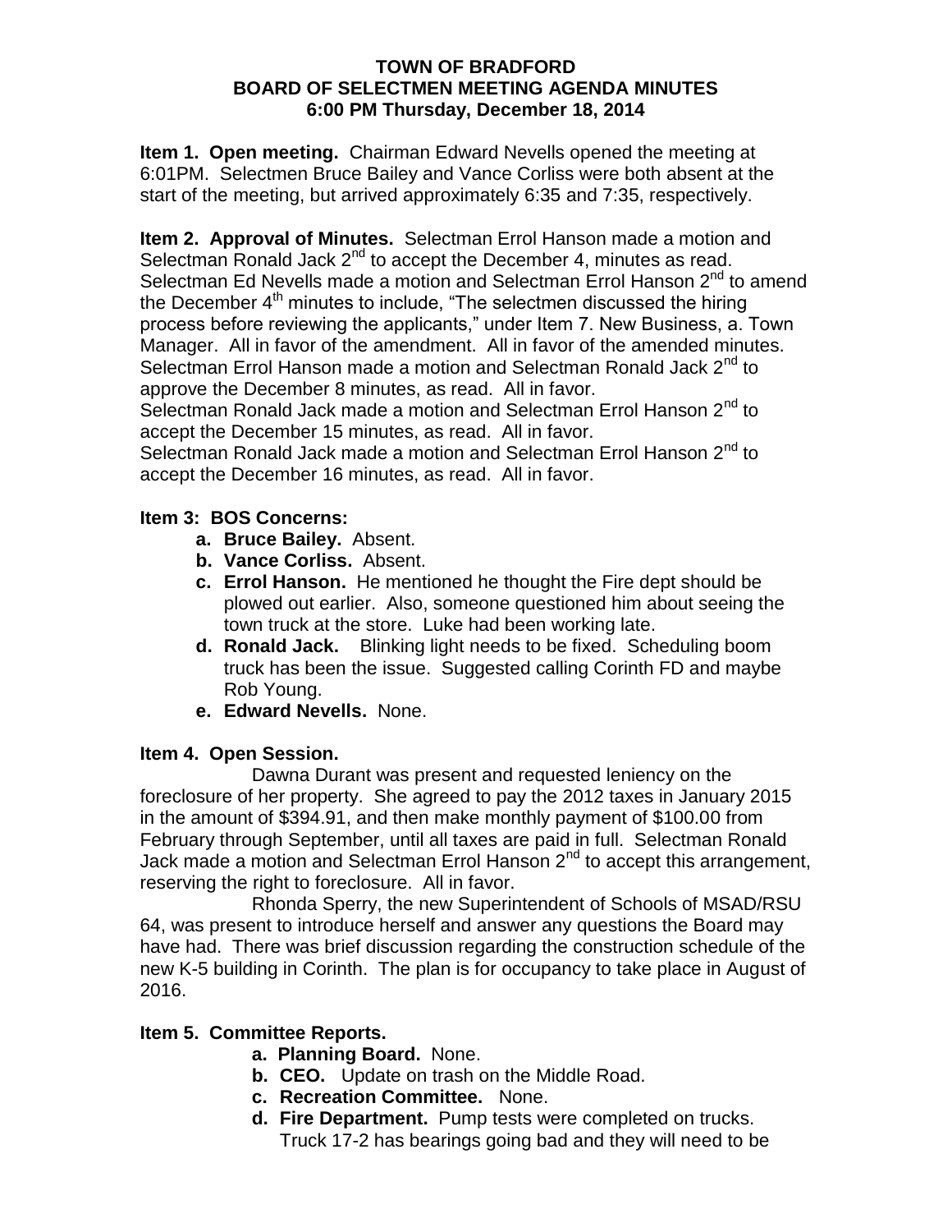# TOWN OF BRADFORD
## BOARD OF SELECTMEN MEETING AGENDA MINUTES
### 6:00 PM Thursday, December 18, 2014

**Item 1. Open meeting.** Chairman Edward Nevells opened the meeting at 6:01PM. Selectmen Bruce Bailey and Vance Corliss were both absent at the start of the meeting, but arrived approximately 6:35 and 7:35, respectively.

**Item 2. Approval of Minutes.** Selectman Errol Hanson made a motion and Selectman Ronald Jack 2nd to accept the December 4, minutes as read. Selectman Ed Nevells made a motion and Selectman Errol Hanson 2nd to amend the December 4th minutes to include, "The selectmen discussed the hiring process before reviewing the applicants," under Item 7. New Business, a. Town Manager. All in favor of the amendment. All in favor of the amended minutes. Selectman Errol Hanson made a motion and Selectman Ronald Jack 2nd to approve the December 8 minutes, as read. All in favor.
Selectman Ronald Jack made a motion and Selectman Errol Hanson 2nd to accept the December 15 minutes, as read. All in favor.
Selectman Ronald Jack made a motion and Selectman Errol Hanson 2nd to accept the December 16 minutes, as read. All in favor.

**Item 3: BOS Concerns:**

- **a. Bruce Bailey.** Absent.
- **b. Vance Corliss.** Absent.
- **c. Errol Hanson.** He mentioned he thought the Fire dept should be plowed out earlier. Also, someone questioned him about seeing the town truck at the store. Luke had been working late.
- **d. Ronald Jack.** Blinking light needs to be fixed. Scheduling boom truck has been the issue. Suggested calling Corinth FD and maybe Rob Young.
- **e. Edward Nevells.** None.

**Item 4. Open Session.**

Dawna Durant was present and requested leniency on the foreclosure of her property. She agreed to pay the 2012 taxes in January 2015 in the amount of $394.91, and then make monthly payment of $100.00 from February through September, until all taxes are paid in full. Selectman Ronald Jack made a motion and Selectman Errol Hanson 2nd to accept this arrangement, reserving the right to foreclosure. All in favor.

Rhonda Sperry, the new Superintendent of Schools of MSAD/RSU 64, was present to introduce herself and answer any questions the Board may have had. There was brief discussion regarding the construction schedule of the new K-5 building in Corinth. The plan is for occupancy to take place in August of 2016.

**Item 5. Committee Reports.**

- **a. Planning Board.** None.
- **b. CEO.** Update on trash on the Middle Road.
- **c. Recreation Committee.** None.
- **d. Fire Department.** Pump tests were completed on trucks. Truck 17-2 has bearings going bad and they will need to be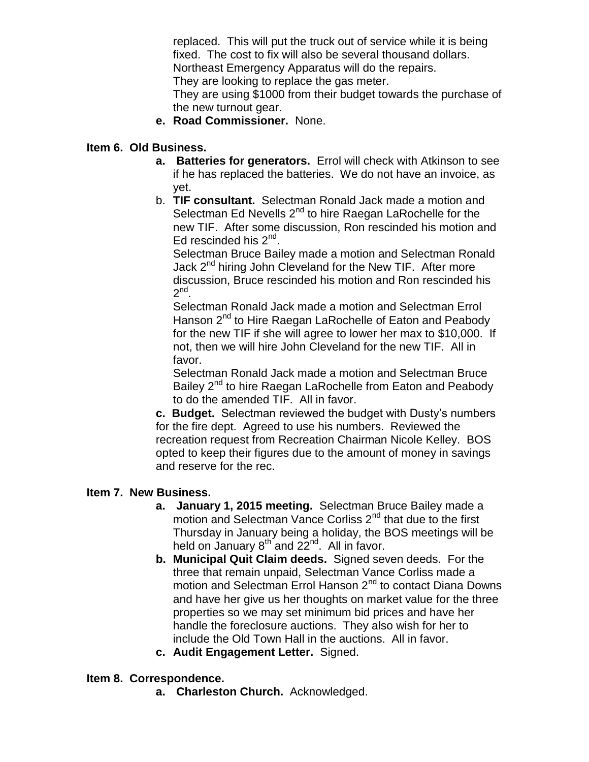replaced. This will put the truck out of service while it is being fixed. The cost to fix will also be several thousand dollars. Northeast Emergency Apparatus will do the repairs. They are looking to replace the gas meter. They are using $1000 from their budget towards the purchase of the new turnout gear.

e. **Road Commissioner.** None.

**Item 6. Old Business.**

a. **Batteries for generators.** Errol will check with Atkinson to see if he has replaced the batteries. We do not have an invoice, as yet.

b. **TIF consultant.** Selectman Ronald Jack made a motion and Selectman Ed Nevells 2nd to hire Raegan LaRochelle for the new TIF. After some discussion, Ron rescinded his motion and Ed rescinded his 2nd.

Selectman Bruce Bailey made a motion and Selectman Ronald Jack 2nd hiring John Cleveland for the New TIF. After more discussion, Bruce rescinded his motion and Ron rescinded his 2nd.

Selectman Ronald Jack made a motion and Selectman Errol Hanson 2nd to Hire Raegan LaRochelle of Eaton and Peabody for the new TIF if she will agree to lower her max to $10,000. If not, then we will hire John Cleveland for the new TIF. All in favor.

Selectman Ronald Jack made a motion and Selectman Bruce Bailey 2nd to hire Raegan LaRochelle from Eaton and Peabody to do the amended TIF. All in favor.

c. **Budget.** Selectman reviewed the budget with Dusty's numbers for the fire dept. Agreed to use his numbers. Reviewed the recreation request from Recreation Chairman Nicole Kelley. BOS opted to keep their figures due to the amount of money in savings and reserve for the rec.

**Item 7. New Business.**

a. **January 1, 2015 meeting.** Selectman Bruce Bailey made a motion and Selectman Vance Corliss 2nd that due to the first Thursday in January being a holiday, the BOS meetings will be held on January 8th and 22nd. All in favor.

b. **Municipal Quit Claim deeds.** Signed seven deeds. For the three that remain unpaid, Selectman Vance Corliss made a motion and Selectman Errol Hanson 2nd to contact Diana Downs and have her give us her thoughts on market value for the three properties so we may set minimum bid prices and have her handle the foreclosure auctions. They also wish for her to include the Old Town Hall in the auctions. All in favor.

c. **Audit Engagement Letter.** Signed.

**Item 8. Correspondence.**

a. **Charleston Church.** Acknowledged.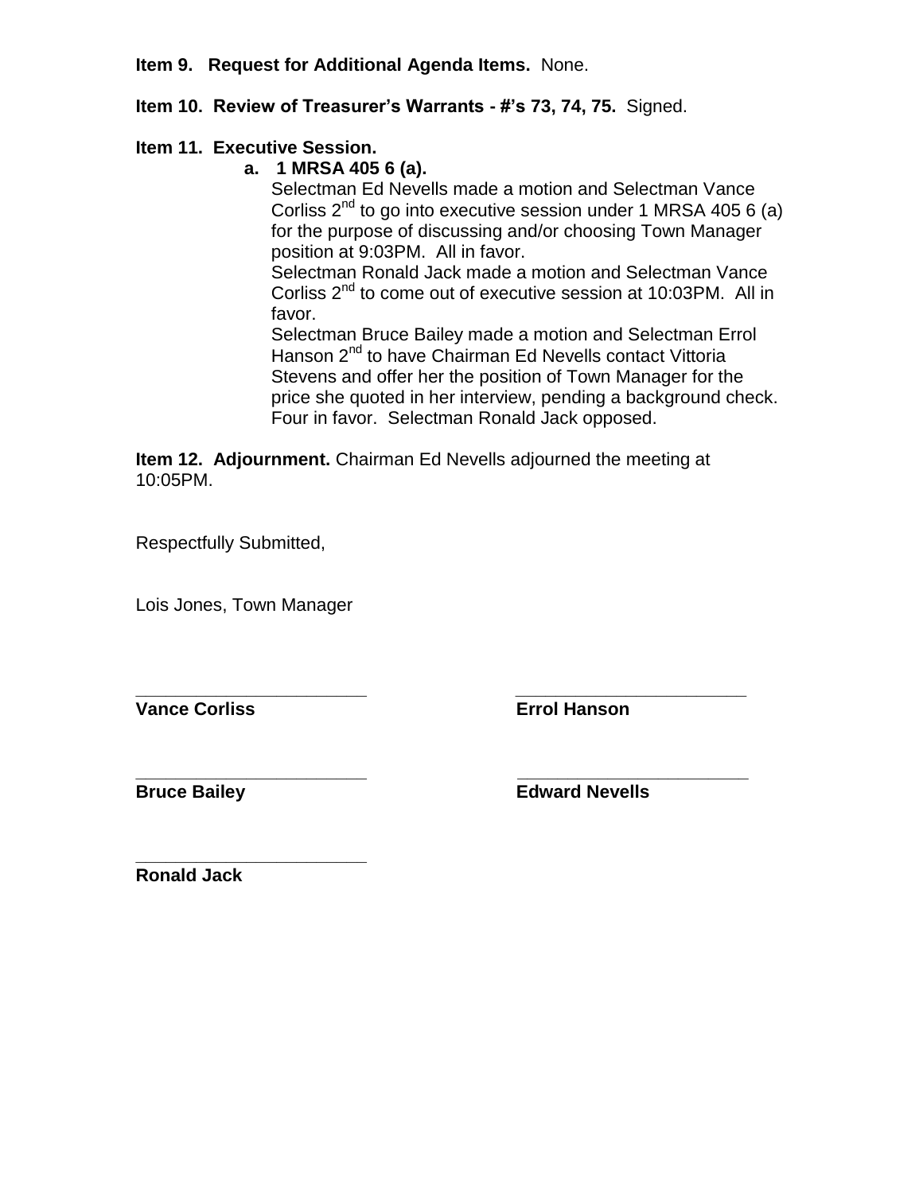**Item 9. Request for Additional Agenda Items.** None.

**Item 10. Review of Treasurer's Warrants - #'s 73, 74, 75.** Signed.

**Item 11. Executive Session.**

**a. 1 MRSA 405 6 (a).**

Selectman Ed Nevells made a motion and Selectman Vance Corliss 2[nd] to go into executive session under 1 MRSA 405 6 (a) for the purpose of discussing and/or choosing Town Manager position at 9:03PM. All in favor.

Selectman Ronald Jack made a motion and Selectman Vance Corliss 2[nd] to come out of executive session at 10:03PM. All in favor.

Selectman Bruce Bailey made a motion and Selectman Errol Hanson 2[nd] to have Chairman Ed Nevells contact Vittoria Stevens and offer her the position of Town Manager for the price she quoted in her interview, pending a background check. Four in favor. Selectman Ronald Jack opposed.

**Item 12. Adjournment.** Chairman Ed Nevells adjourned the meeting at 10:05PM.

Respectfully Submitted,

Lois Jones, Town Manager

| | |
|---|---|
| \_\_\_\_\_\_\_\_\_\_\_\_\_\_\_\_\_\_\_\_\_\_\_\_ | \_\_\_\_\_\_\_\_\_\_\_\_\_\_\_\_\_\_\_\_\_\_\_\_ |
| **Vance Corliss** | **Errol Hanson** |
| \_\_\_\_\_\_\_\_\_\_\_\_\_\_\_\_\_\_\_\_\_\_\_\_ | \_\_\_\_\_\_\_\_\_\_\_\_\_\_\_\_\_\_\_\_\_\_\_\_ |
| **Bruce Bailey** | **Edward Nevells** |
| \_\_\_\_\_\_\_\_\_\_\_\_\_\_\_\_\_\_\_\_\_\_\_\_ | |
| **Ronald Jack** | |